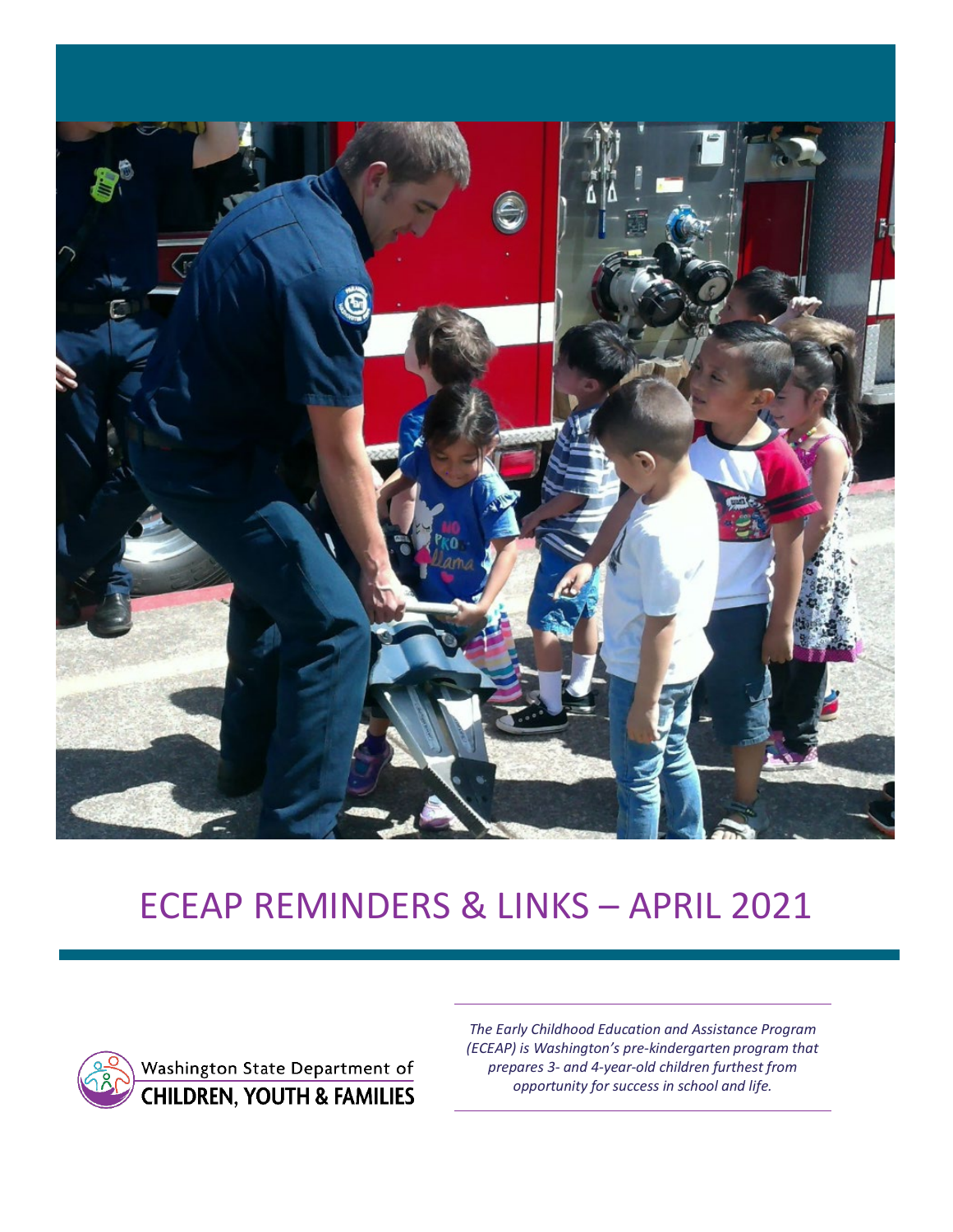# ECEAP REMINDERS & LINKS – APRIL 2021

Washington State Department of CHILDREN, YOUTH & FAMILIES

*The Early Childhood Education and Assistance Program (ECEAP) is Washington's pre-kindergarten program that prepares 3- and 4-year-old children furthest from opportunity for success in school and life.*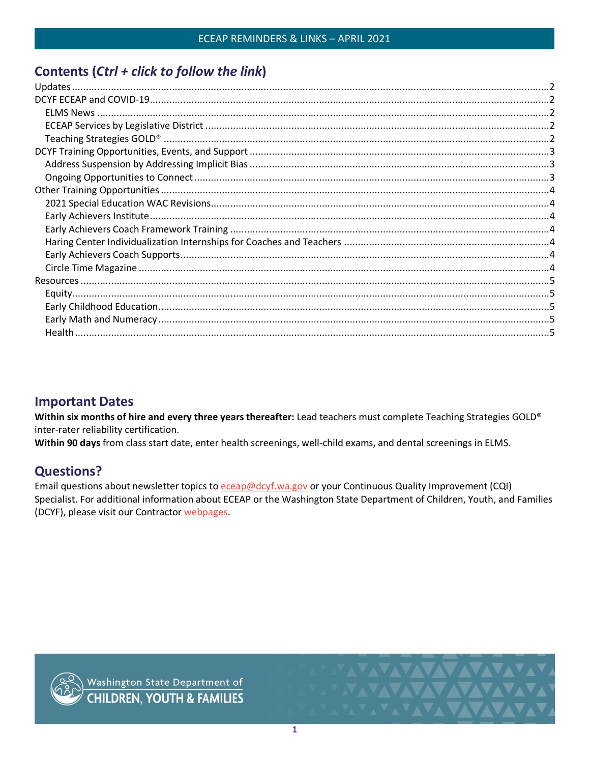## Contents (*Ctrl + click to follow the link*)

Updates ..... 2
DCYF ECEAP and COVID-19 ..... 2
- ELMS News ..... 2
- ECEAP Services by Legislative District ..... 2
- Teaching Strategies GOLD® ..... 2

DCYF Training Opportunities, Events, and Support ..... 3
- Address Suspension by Addressing Implicit Bias ..... 3
- Ongoing Opportunities to Connect ..... 3

Other Training Opportunities ..... 4
- 2021 Special Education WAC Revisions ..... 4
- Early Achievers Institute ..... 4
- Early Achievers Coach Framework Training ..... 4
- Haring Center Individualization Internships for Coaches and Teachers ..... 4
- Early Achievers Coach Supports ..... 4
- Circle Time Magazine ..... 4

Resources ..... 5
- Equity ..... 5
- Early Childhood Education ..... 5
- Early Math and Numeracy ..... 5
- Health ..... 5

## Important Dates

**Within six months of hire and every three years thereafter:** Lead teachers must complete Teaching Strategies GOLD® inter-rater reliability certification.

**Within 90 days** from class start date, enter health screenings, well-child exams, and dental screenings in ELMS.

## Questions?

Email questions about newsletter topics to eceap@dcyf.wa.gov or your Continuous Quality Improvement (CQI) Specialist. For additional information about ECEAP or the Washington State Department of Children, Youth, and Families (DCYF), please visit our Contractor webpages.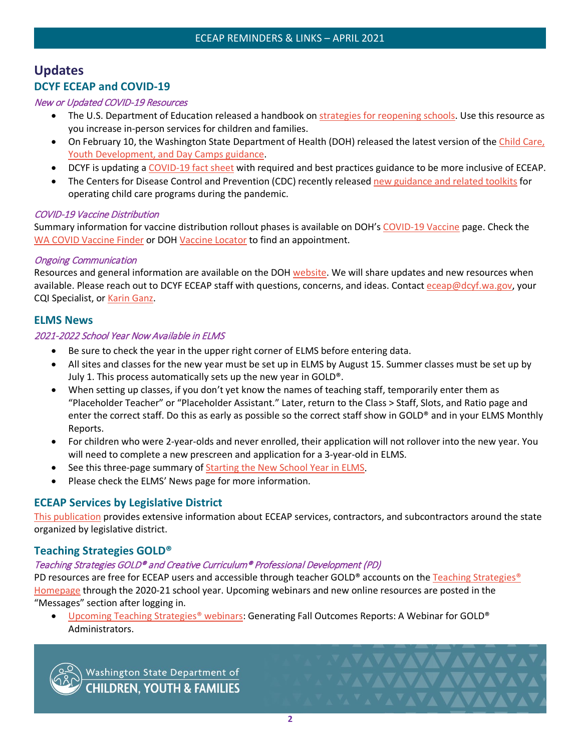# Updates

## DCYF ECEAP and COVID-19

### *New or Updated COVID-19 Resources*

- The U.S. Department of Education released a handbook on strategies for reopening schools. Use this resource as you increase in-person services for children and families.
- On February 10, the Washington State Department of Health (DOH) released the latest version of the Child Care, Youth Development, and Day Camps guidance.
- DCYF is updating a COVID-19 fact sheet with required and best practices guidance to be more inclusive of ECEAP.
- The Centers for Disease Control and Prevention (CDC) recently released new guidance and related toolkits for operating child care programs during the pandemic.

### *COVID-19 Vaccine Distribution*

Summary information for vaccine distribution rollout phases is available on DOH's COVID-19 Vaccine page. Check the WA COVID Vaccine Finder or DOH Vaccine Locator to find an appointment.

### *Ongoing Communication*

Resources and general information are available on the DOH website. We will share updates and new resources when available. Please reach out to DCYF ECEAP staff with questions, concerns, and ideas. Contact eceap@dcyf.wa.gov, your CQI Specialist, or Karin Ganz.

## ELMS News

### *2021-2022 School Year Now Available in ELMS*

- Be sure to check the year in the upper right corner of ELMS before entering data.
- All sites and classes for the new year must be set up in ELMS by August 15. Summer classes must be set up by July 1. This process automatically sets up the new year in GOLD®.
- When setting up classes, if you don't yet know the names of teaching staff, temporarily enter them as "Placeholder Teacher" or "Placeholder Assistant." Later, return to the Class > Staff, Slots, and Ratio page and enter the correct staff. Do this as early as possible so the correct staff show in GOLD® and in your ELMS Monthly Reports.
- For children who were 2-year-olds and never enrolled, their application will not rollover into the new year. You will need to complete a new prescreen and application for a 3-year-old in ELMS.
- See this three-page summary of Starting the New School Year in ELMS.
- Please check the ELMS' News page for more information.

## ECEAP Services by Legislative District

This publication provides extensive information about ECEAP services, contractors, and subcontractors around the state organized by legislative district.

## Teaching Strategies GOLD®

### *Teaching Strategies GOLD® and Creative Curriculum® Professional Development (PD)*

PD resources are free for ECEAP users and accessible through teacher GOLD® accounts on the Teaching Strategies® Homepage through the 2020-21 school year. Upcoming webinars and new online resources are posted in the "Messages" section after logging in.

- Upcoming Teaching Strategies® webinars: Generating Fall Outcomes Reports: A Webinar for GOLD® Administrators.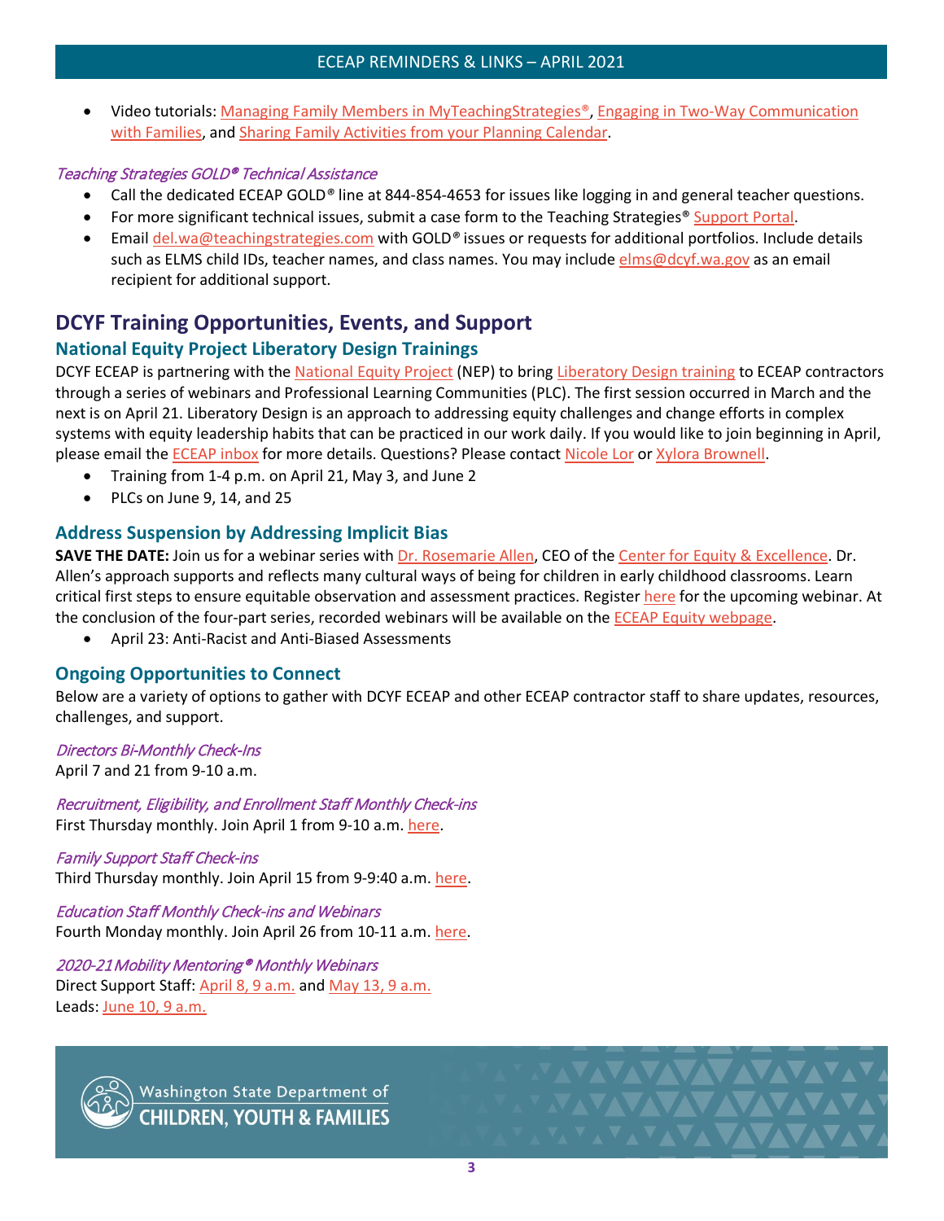- Video tutorials: Managing Family Members in MyTeachingStrategies®, Engaging in Two-Way Communication with Families, and Sharing Family Activities from your Planning Calendar.

*Teaching Strategies GOLD® Technical Assistance*

- Call the dedicated ECEAP GOLD® line at 844-854-4653 for issues like logging in and general teacher questions.
- For more significant technical issues, submit a case form to the Teaching Strategies® Support Portal.
- Email del.wa@teachingstrategies.com with GOLD® issues or requests for additional portfolios. Include details such as ELMS child IDs, teacher names, and class names. You may include elms@dcyf.wa.gov as an email recipient for additional support.

## DCYF Training Opportunities, Events, and Support

### National Equity Project Liberatory Design Trainings

DCYF ECEAP is partnering with the National Equity Project (NEP) to bring Liberatory Design training to ECEAP contractors through a series of webinars and Professional Learning Communities (PLC). The first session occurred in March and the next is on April 21. Liberatory Design is an approach to addressing equity challenges and change efforts in complex systems with equity leadership habits that can be practiced in our work daily. If you would like to join beginning in April, please email the ECEAP inbox for more details. Questions? Please contact Nicole Lor or Xylora Brownell.

- Training from 1-4 p.m. on April 21, May 3, and June 2
- PLCs on June 9, 14, and 25

### Address Suspension by Addressing Implicit Bias

**SAVE THE DATE:** Join us for a webinar series with Dr. Rosemarie Allen, CEO of the Center for Equity & Excellence. Dr. Allen's approach supports and reflects many cultural ways of being for children in early childhood classrooms. Learn critical first steps to ensure equitable observation and assessment practices. Register here for the upcoming webinar. At the conclusion of the four-part series, recorded webinars will be available on the ECEAP Equity webpage.

- April 23: Anti-Racist and Anti-Biased Assessments

### Ongoing Opportunities to Connect

Below are a variety of options to gather with DCYF ECEAP and other ECEAP contractor staff to share updates, resources, challenges, and support.

*Directors Bi-Monthly Check-Ins*
April 7 and 21 from 9-10 a.m.

*Recruitment, Eligibility, and Enrollment Staff Monthly Check-ins*
First Thursday monthly. Join April 1 from 9-10 a.m. here.

*Family Support Staff Check-ins*
Third Thursday monthly. Join April 15 from 9-9:40 a.m. here.

*Education Staff Monthly Check-ins and Webinars*
Fourth Monday monthly. Join April 26 from 10-11 a.m. here.

*2020-21 Mobility Mentoring® Monthly Webinars*
Direct Support Staff: April 8, 9 a.m. and May 13, 9 a.m.
Leads: June 10, 9 a.m.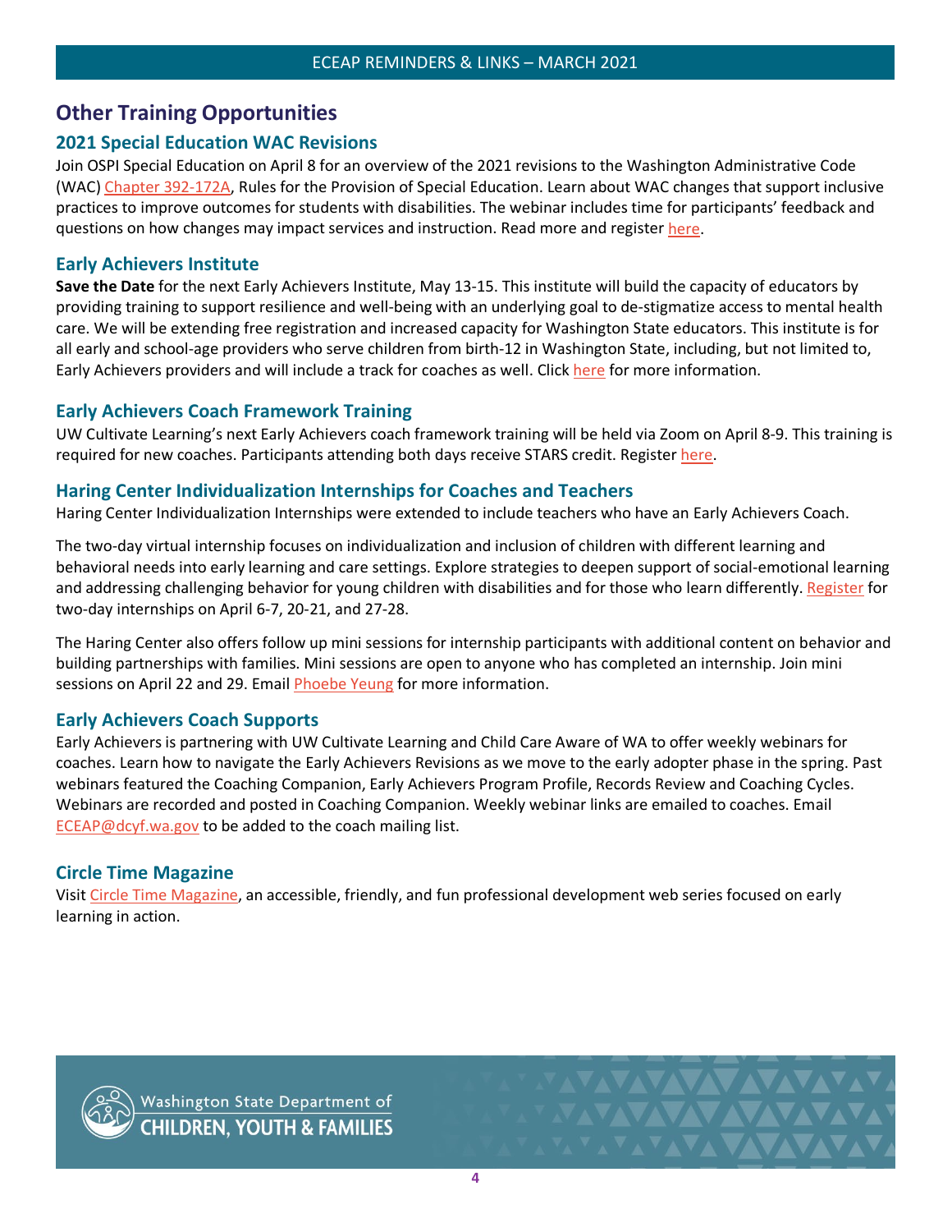## Other Training Opportunities

### 2021 Special Education WAC Revisions

Join OSPI Special Education on April 8 for an overview of the 2021 revisions to the Washington Administrative Code (WAC) Chapter 392-172A, Rules for the Provision of Special Education. Learn about WAC changes that support inclusive practices to improve outcomes for students with disabilities. The webinar includes time for participants' feedback and questions on how changes may impact services and instruction. Read more and register here.

### Early Achievers Institute

**Save the Date** for the next Early Achievers Institute, May 13-15. This institute will build the capacity of educators by providing training to support resilience and well-being with an underlying goal to de-stigmatize access to mental health care. We will be extending free registration and increased capacity for Washington State educators. This institute is for all early and school-age providers who serve children from birth-12 in Washington State, including, but not limited to, Early Achievers providers and will include a track for coaches as well. Click here for more information.

### Early Achievers Coach Framework Training

UW Cultivate Learning's next Early Achievers coach framework training will be held via Zoom on April 8-9. This training is required for new coaches. Participants attending both days receive STARS credit. Register here.

### Haring Center Individualization Internships for Coaches and Teachers

Haring Center Individualization Internships were extended to include teachers who have an Early Achievers Coach.

The two-day virtual internship focuses on individualization and inclusion of children with different learning and behavioral needs into early learning and care settings. Explore strategies to deepen support of social-emotional learning and addressing challenging behavior for young children with disabilities and for those who learn differently. Register for two-day internships on April 6-7, 20-21, and 27-28.

The Haring Center also offers follow up mini sessions for internship participants with additional content on behavior and building partnerships with families. Mini sessions are open to anyone who has completed an internship. Join mini sessions on April 22 and 29. Email Phoebe Yeung for more information.

### Early Achievers Coach Supports

Early Achievers is partnering with UW Cultivate Learning and Child Care Aware of WA to offer weekly webinars for coaches. Learn how to navigate the Early Achievers Revisions as we move to the early adopter phase in the spring. Past webinars featured the Coaching Companion, Early Achievers Program Profile, Records Review and Coaching Cycles. Webinars are recorded and posted in Coaching Companion. Weekly webinar links are emailed to coaches. Email ECEAP@dcyf.wa.gov to be added to the coach mailing list.

### Circle Time Magazine

Visit Circle Time Magazine, an accessible, friendly, and fun professional development web series focused on early learning in action.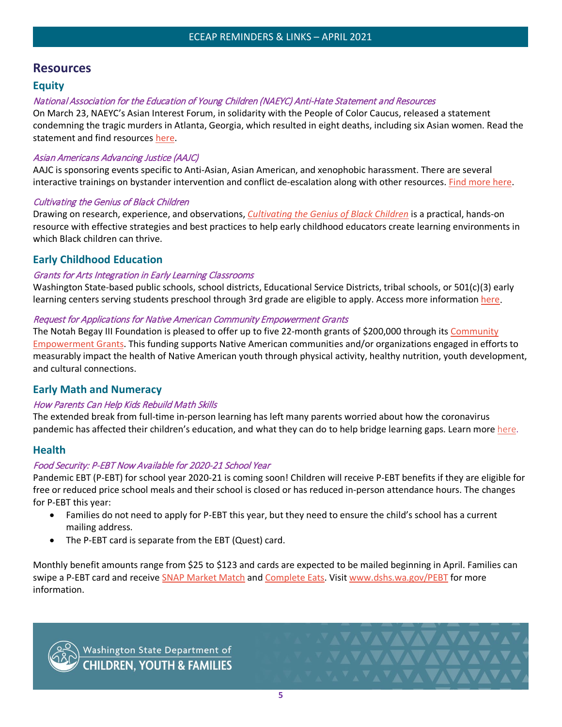## Resources

### Equity

*National Association for the Education of Young Children (NAEYC) Anti-Hate Statement and Resources*

On March 23, NAEYC's Asian Interest Forum, in solidarity with the People of Color Caucus, released a statement condemning the tragic murders in Atlanta, Georgia, which resulted in eight deaths, including six Asian women. Read the statement and find resources here.

*Asian Americans Advancing Justice (AAJC)*

AAJC is sponsoring events specific to Anti-Asian, Asian American, and xenophobic harassment. There are several interactive trainings on bystander intervention and conflict de-escalation along with other resources. Find more here.

*Cultivating the Genius of Black Children*

Drawing on research, experience, and observations, *Cultivating the Genius of Black Children* is a practical, hands-on resource with effective strategies and best practices to help early childhood educators create learning environments in which Black children can thrive.

### Early Childhood Education

*Grants for Arts Integration in Early Learning Classrooms*

Washington State-based public schools, school districts, Educational Service Districts, tribal schools, or 501(c)(3) early learning centers serving students preschool through 3rd grade are eligible to apply. Access more information here.

*Request for Applications for Native American Community Empowerment Grants*

The Notah Begay III Foundation is pleased to offer up to five 22-month grants of $200,000 through its Community Empowerment Grants. This funding supports Native American communities and/or organizations engaged in efforts to measurably impact the health of Native American youth through physical activity, healthy nutrition, youth development, and cultural connections.

### Early Math and Numeracy

*How Parents Can Help Kids Rebuild Math Skills*

The extended break from full-time in-person learning has left many parents worried about how the coronavirus pandemic has affected their children's education, and what they can do to help bridge learning gaps. Learn more here.

### Health

*Food Security: P-EBT Now Available for 2020-21 School Year*

Pandemic EBT (P-EBT) for school year 2020-21 is coming soon! Children will receive P-EBT benefits if they are eligible for free or reduced price school meals and their school is closed or has reduced in-person attendance hours. The changes for P-EBT this year:

- Families do not need to apply for P-EBT this year, but they need to ensure the child's school has a current mailing address.
- The P-EBT card is separate from the EBT (Quest) card.

Monthly benefit amounts range from $25 to $123 and cards are expected to be mailed beginning in April. Families can swipe a P-EBT card and receive SNAP Market Match and Complete Eats. Visit www.dshs.wa.gov/PEBT for more information.